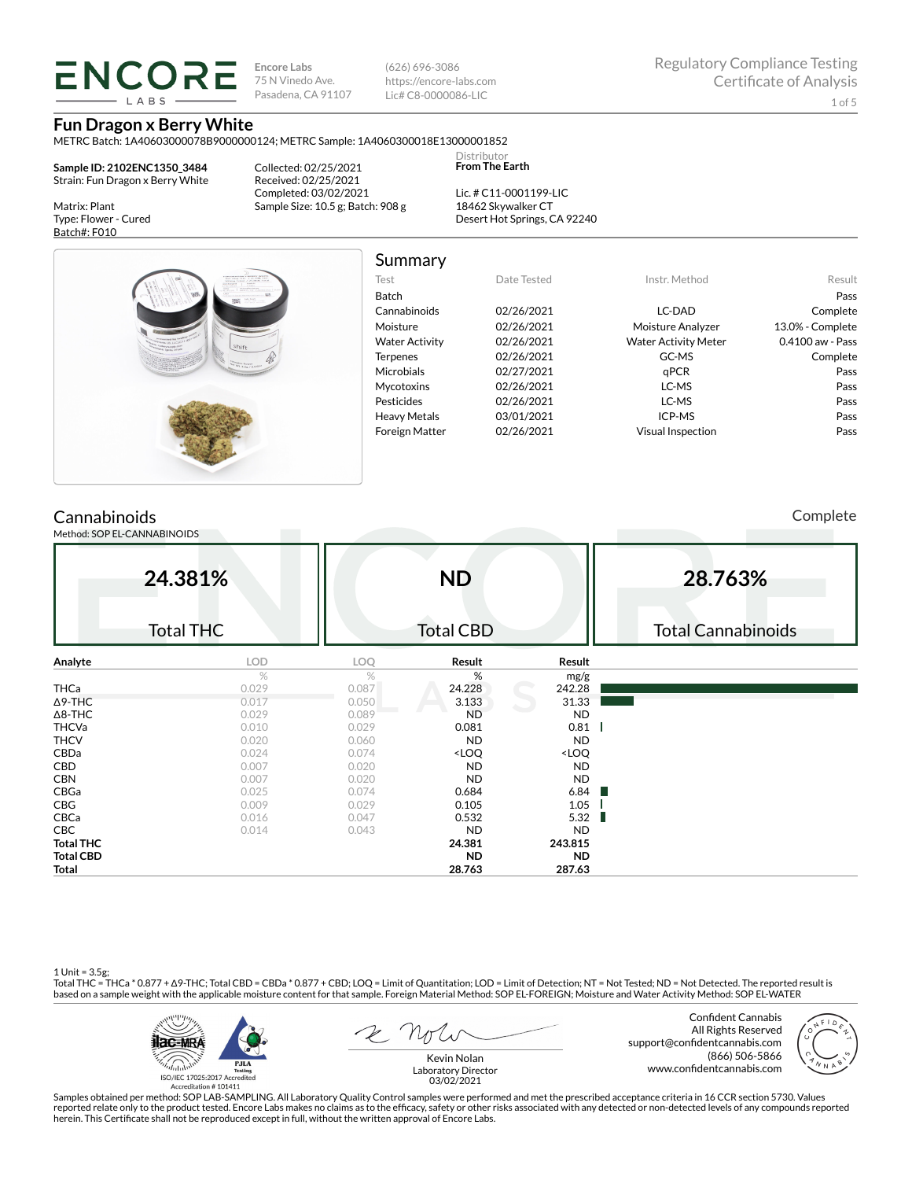**ENCORE LABS**

Encore Labs
75 N Vinedo Ave.
Pasadena, CA 91107

(626) 696-3086
https://encore-labs.com
Lic# C8-0000086-LIC

Regulatory Compliance Testing
Certificate of Analysis

# Fun Dragon x Berry White

METRC Batch: 1A40603000078B9000000124; METRC Sample: 1A4060300018E13000001852

**Sample ID: 2102ENC1350_3484**
Strain: Fun Dragon x Berry White

Matrix: Plant
Type: Flower - Cured
Batch#: F010

Collected: 02/25/2021
Received: 02/25/2021
Completed: 03/02/2021
Sample Size: 10.5 g; Batch: 908 g

Distributor
**From The Earth**

Lic. # C11-0001199-LIC
18462 Skywalker CT
Desert Hot Springs, CA 92240

## Summary

| Test | Date Tested | Instr. Method | Result |
|---|---|---|---|
| Batch | | | Pass |
| Cannabinoids | 02/26/2021 | LC-DAD | Complete |
| Moisture | 02/26/2021 | Moisture Analyzer | 13.0% - Complete |
| Water Activity | 02/26/2021 | Water Activity Meter | 0.4100 aw - Pass |
| Terpenes | 02/26/2021 | GC-MS | Complete |
| Microbials | 02/27/2021 | qPCR | Pass |
| Mycotoxins | 02/26/2021 | LC-MS | Pass |
| Pesticides | 02/26/2021 | LC-MS | Pass |
| Heavy Metals | 03/01/2021 | ICP-MS | Pass |
| Foreign Matter | 02/26/2021 | Visual Inspection | Pass |

## Cannabinoids

Complete

Method: SOP EL-CANNABINOIDS

| 24.381% | ND | 28.763% |
|---|---|---|
| Total THC | Total CBD | Total Cannabinoids |

| Analyte | LOD | LOQ | Result | Result |
|---|---|---|---|---|
| | % | % | % | mg/g |
| THCa | 0.029 | 0.087 | 24.228 | 242.28 |
| Δ9-THC | 0.017 | 0.050 | 3.133 | 31.33 |
| Δ8-THC | 0.029 | 0.089 | ND | ND |
| THCVa | 0.010 | 0.029 | 0.081 | 0.81 |
| THCV | 0.020 | 0.060 | ND | ND |
| CBDa | 0.024 | 0.074 | <LOQ | <LOQ |
| CBD | 0.007 | 0.020 | ND | ND |
| CBN | 0.007 | 0.020 | ND | ND |
| CBGa | 0.025 | 0.074 | 0.684 | 6.84 |
| CBG | 0.009 | 0.029 | 0.105 | 1.05 |
| CBCa | 0.016 | 0.047 | 0.532 | 5.32 |
| CBC | 0.014 | 0.043 | ND | ND |
| **Total THC** | | | **24.381** | **243.815** |
| **Total CBD** | | | **ND** | **ND** |
| **Total** | | | **28.763** | **287.63** |

1 Unit = 3.5g;
Total THC = THCa * 0.877 + Δ9-THC; Total CBD = CBDa * 0.877 + CBD; LOQ = Limit of Quantitation; LOD = Limit of Detection; NT = Not Tested; ND = Not Detected. The reported result is based on a sample weight with the applicable moisture content for that sample. Foreign Material Method: SOP EL-FOREIGN; Moisture and Water Activity Method: SOP EL-WATER

ISO/IEC 17025:2017 Accredited
Accreditation # 101411

Kevin Nolan
Laboratory Director
03/02/2021

Confident Cannabis
All Rights Reserved
support@confidentcannabis.com
(866) 506-5866
www.confidentcannabis.com

Samples obtained per method: SOP LAB-SAMPLING. All Laboratory Quality Control samples were performed and met the prescribed acceptance criteria in 16 CCR section 5730. Values reported relate only to the product tested. Encore Labs makes no claims as to the efficacy, safety or other risks associated with any detected or non-detected levels of any compounds reported herein. This Certificate shall not be reproduced except in full, without the written approval of Encore Labs.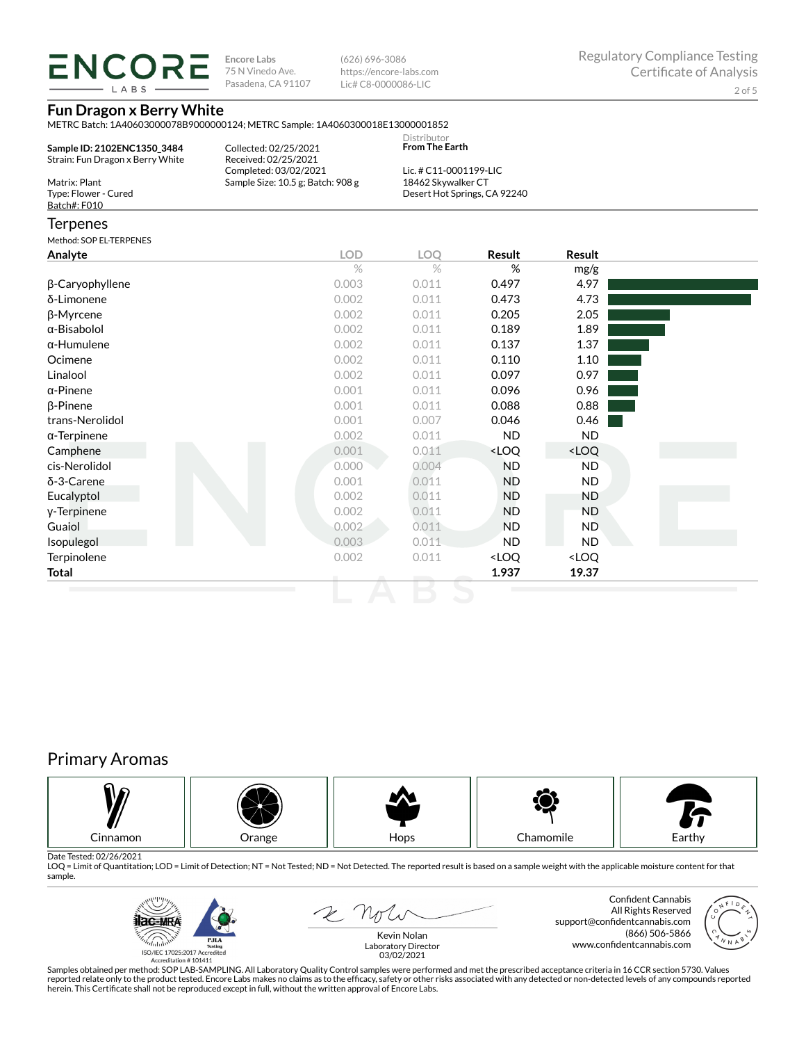**ENCORE LABS**

Encore Labs
75 N Vinedo Ave.
Pasadena, CA 91107

(626) 696-3086
https://encore-labs.com
Lic# C8-0000086-LIC

Regulatory Compliance Testing
Certificate of Analysis

## Fun Dragon x Berry White

METRC Batch: 1A40603000078B9000000124; METRC Sample: 1A4060300018E13000001852

**Sample ID: 2102ENC1350_3484**
Strain: Fun Dragon x Berry White

Matrix: Plant
Type: Flower - Cured
Batch#: F010

Collected: 02/25/2021
Received: 02/25/2021
Completed: 03/02/2021
Sample Size: 10.5 g; Batch: 908 g

Distributor
**From The Earth**

Lic. # C11-0001199-LIC
18462 Skywalker CT
Desert Hot Springs, CA 92240

## Terpenes

Method: SOP EL-TERPENES

| Analyte | LOD | LOQ | Result | Result |
|---|---|---|---|---|
| | % | % | % | mg/g |
| β-Caryophyllene | 0.003 | 0.011 | 0.497 | 4.97 |
| δ-Limonene | 0.002 | 0.011 | 0.473 | 4.73 |
| β-Myrcene | 0.002 | 0.011 | 0.205 | 2.05 |
| α-Bisabolol | 0.002 | 0.011 | 0.189 | 1.89 |
| α-Humulene | 0.002 | 0.011 | 0.137 | 1.37 |
| Ocimene | 0.002 | 0.011 | 0.110 | 1.10 |
| Linalool | 0.002 | 0.011 | 0.097 | 0.97 |
| α-Pinene | 0.001 | 0.011 | 0.096 | 0.96 |
| β-Pinene | 0.001 | 0.011 | 0.088 | 0.88 |
| trans-Nerolidol | 0.001 | 0.007 | 0.046 | 0.46 |
| α-Terpinene | 0.002 | 0.011 | ND | ND |
| Camphene | 0.001 | 0.011 | <LOQ | <LOQ |
| cis-Nerolidol | 0.000 | 0.004 | ND | ND |
| δ-3-Carene | 0.001 | 0.011 | ND | ND |
| Eucalyptol | 0.002 | 0.011 | ND | ND |
| γ-Terpinene | 0.002 | 0.011 | ND | ND |
| Guaiol | 0.002 | 0.011 | ND | ND |
| Isopulegol | 0.003 | 0.011 | ND | ND |
| Terpinolene | 0.002 | 0.011 | <LOQ | <LOQ |
| **Total** | | | **1.937** | **19.37** |

## Primary Aromas

Cinnamon | Orange | Hops | Chamomile | Earthy

Date Tested: 02/26/2021
LOQ = Limit of Quantitation; LOD = Limit of Detection; NT = Not Tested; ND = Not Detected. The reported result is based on a sample weight with the applicable moisture content for that sample.

ISO/IEC 17025:2017 Accredited
Accreditation # 101411

Kevin Nolan
Laboratory Director
03/02/2021

Confident Cannabis
All Rights Reserved
support@confidentcannabis.com
(866) 506-5866
www.confidentcannabis.com

Samples obtained per method: SOP LAB-SAMPLING. All Laboratory Quality Control samples were performed and met the prescribed acceptance criteria in 16 CCR section 5730. Values reported relate only to the product tested. Encore Labs makes no claims as to the efficacy, safety or other risks associated with any detected or non-detected levels of any compounds reported herein. This Certificate shall not be reproduced except in full, without the written approval of Encore Labs.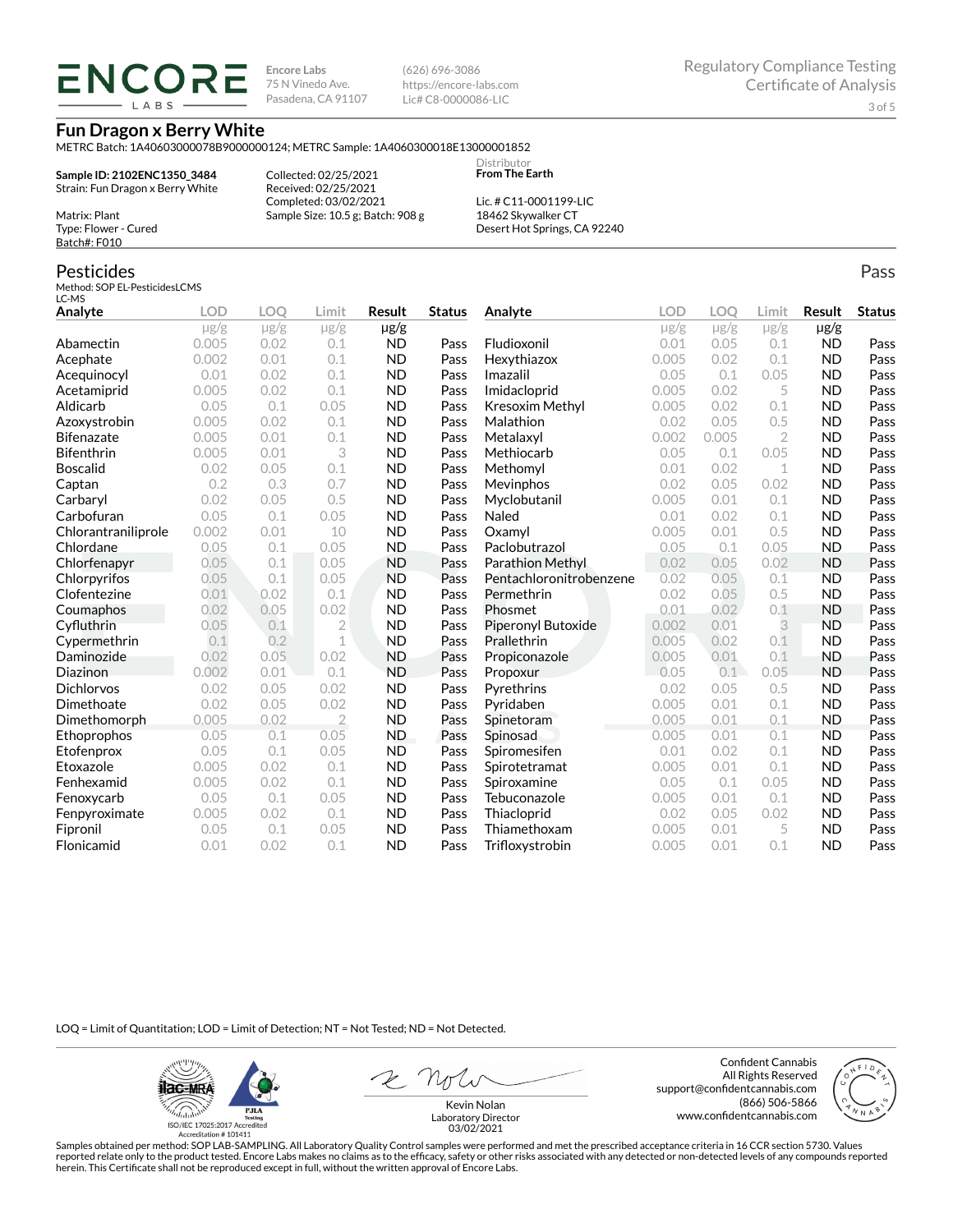**ENCORE LABS**

Encore Labs
75 N Vinedo Ave.
Pasadena, CA 91107

(626) 696-3086
https://encore-labs.com
Lic# C8-0000086-LIC

Regulatory Compliance Testing
Certificate of Analysis

## Fun Dragon x Berry White

METRC Batch: 1A40603000078B9000000124; METRC Sample: 1A4060300018E13000001852

**Sample ID: 2102ENC1350_3484**
Strain: Fun Dragon x Berry White

Matrix: Plant
Type: Flower - Cured
Batch#: F010

Collected: 02/25/2021
Received: 02/25/2021
Completed: 03/02/2021
Sample Size: 10.5 g; Batch: 908 g

Distributor
**From The Earth**

Lic. # C11-0001199-LIC
18462 Skywalker CT
Desert Hot Springs, CA 92240

## Pesticides

Pass

Method: SOP EL-PesticidesLCMS
LC-MS

| Analyte | LOD | LOQ | Limit | Result | Status | Analyte | LOD | LOQ | Limit | Result | Status |
|---|---|---|---|---|---|---|---|---|---|---|---|
| | μg/g | μg/g | μg/g | μg/g | | | μg/g | μg/g | μg/g | μg/g | |
| Abamectin | 0.005 | 0.02 | 0.1 | ND | Pass | Fludioxonil | 0.01 | 0.05 | 0.1 | ND | Pass |
| Acephate | 0.002 | 0.01 | 0.1 | ND | Pass | Hexythiazox | 0.005 | 0.02 | 0.1 | ND | Pass |
| Acequinocyl | 0.01 | 0.02 | 0.1 | ND | Pass | Imazalil | 0.05 | 0.1 | 0.05 | ND | Pass |
| Acetamiprid | 0.005 | 0.02 | 0.1 | ND | Pass | Imidacloprid | 0.005 | 0.02 | 5 | ND | Pass |
| Aldicarb | 0.05 | 0.1 | 0.05 | ND | Pass | Kresoxim Methyl | 0.005 | 0.02 | 0.1 | ND | Pass |
| Azoxystrobin | 0.005 | 0.02 | 0.1 | ND | Pass | Malathion | 0.02 | 0.05 | 0.5 | ND | Pass |
| Bifenazate | 0.005 | 0.01 | 0.1 | ND | Pass | Metalaxyl | 0.002 | 0.005 | 2 | ND | Pass |
| Bifenthrin | 0.005 | 0.01 | 3 | ND | Pass | Methiocarb | 0.05 | 0.1 | 0.05 | ND | Pass |
| Boscalid | 0.02 | 0.05 | 0.1 | ND | Pass | Methomyl | 0.01 | 0.02 | 1 | ND | Pass |
| Captan | 0.2 | 0.3 | 0.7 | ND | Pass | Mevinphos | 0.02 | 0.05 | 0.02 | ND | Pass |
| Carbaryl | 0.02 | 0.05 | 0.5 | ND | Pass | Myclobutanil | 0.005 | 0.01 | 0.1 | ND | Pass |
| Carbofuran | 0.05 | 0.1 | 0.05 | ND | Pass | Naled | 0.01 | 0.02 | 0.1 | ND | Pass |
| Chlorantraniliprole | 0.002 | 0.01 | 10 | ND | Pass | Oxamyl | 0.005 | 0.01 | 0.5 | ND | Pass |
| Chlordane | 0.05 | 0.1 | 0.05 | ND | Pass | Paclobutrazol | 0.05 | 0.1 | 0.05 | ND | Pass |
| Chlorfenapyr | 0.05 | 0.1 | 0.05 | ND | Pass | Parathion Methyl | 0.02 | 0.05 | 0.02 | ND | Pass |
| Chlorpyrifos | 0.05 | 0.1 | 0.05 | ND | Pass | Pentachloronitrobenzene | 0.02 | 0.05 | 0.1 | ND | Pass |
| Clofentezine | 0.01 | 0.02 | 0.1 | ND | Pass | Permethrin | 0.02 | 0.05 | 0.5 | ND | Pass |
| Coumaphos | 0.02 | 0.05 | 0.02 | ND | Pass | Phosmet | 0.01 | 0.02 | 0.1 | ND | Pass |
| Cyfluthrin | 0.05 | 0.1 | 2 | ND | Pass | Piperonyl Butoxide | 0.002 | 0.01 | 3 | ND | Pass |
| Cypermethrin | 0.1 | 0.2 | 1 | ND | Pass | Prallethrin | 0.005 | 0.02 | 0.1 | ND | Pass |
| Daminozide | 0.02 | 0.05 | 0.02 | ND | Pass | Propiconazole | 0.005 | 0.01 | 0.1 | ND | Pass |
| Diazinon | 0.002 | 0.01 | 0.1 | ND | Pass | Propoxur | 0.05 | 0.1 | 0.05 | ND | Pass |
| Dichlorvos | 0.02 | 0.05 | 0.02 | ND | Pass | Pyrethrins | 0.02 | 0.05 | 0.5 | ND | Pass |
| Dimethoate | 0.02 | 0.05 | 0.02 | ND | Pass | Pyridaben | 0.005 | 0.01 | 0.1 | ND | Pass |
| Dimethomorph | 0.005 | 0.02 | 2 | ND | Pass | Spinetoram | 0.005 | 0.01 | 0.1 | ND | Pass |
| Ethoprophos | 0.05 | 0.1 | 0.05 | ND | Pass | Spinosad | 0.005 | 0.01 | 0.1 | ND | Pass |
| Etofenprox | 0.05 | 0.1 | 0.05 | ND | Pass | Spiromesifen | 0.01 | 0.02 | 0.1 | ND | Pass |
| Etoxazole | 0.005 | 0.02 | 0.1 | ND | Pass | Spirotetramat | 0.005 | 0.01 | 0.1 | ND | Pass |
| Fenhexamid | 0.005 | 0.02 | 0.1 | ND | Pass | Spiroxamine | 0.05 | 0.1 | 0.05 | ND | Pass |
| Fenoxycarb | 0.05 | 0.1 | 0.05 | ND | Pass | Tebuconazole | 0.005 | 0.01 | 0.1 | ND | Pass |
| Fenpyroximate | 0.005 | 0.02 | 0.1 | ND | Pass | Thiacloprid | 0.02 | 0.05 | 0.02 | ND | Pass |
| Fipronil | 0.05 | 0.1 | 0.05 | ND | Pass | Thiamethoxam | 0.005 | 0.01 | 5 | ND | Pass |
| Flonicamid | 0.01 | 0.02 | 0.1 | ND | Pass | Trifloxystrobin | 0.005 | 0.01 | 0.1 | ND | Pass |

LOQ = Limit of Quantitation; LOD = Limit of Detection; NT = Not Tested; ND = Not Detected.

ISO/IEC 17025:2017 Accredited
Accreditation # 101411

Kevin Nolan
Laboratory Director
03/02/2021

Confident Cannabis
All Rights Reserved
support@confidentcannabis.com
(866) 506-5866
www.confidentcannabis.com

Samples obtained per method: SOP LAB-SAMPLING. All Laboratory Quality Control samples were performed and met the prescribed acceptance criteria in 16 CCR section 5730. Values reported relate only to the product tested. Encore Labs makes no claims as to the efficacy, safety or other risks associated with any detected or non-detected levels of any compounds reported herein. This Certificate shall not be reproduced except in full, without the written approval of Encore Labs.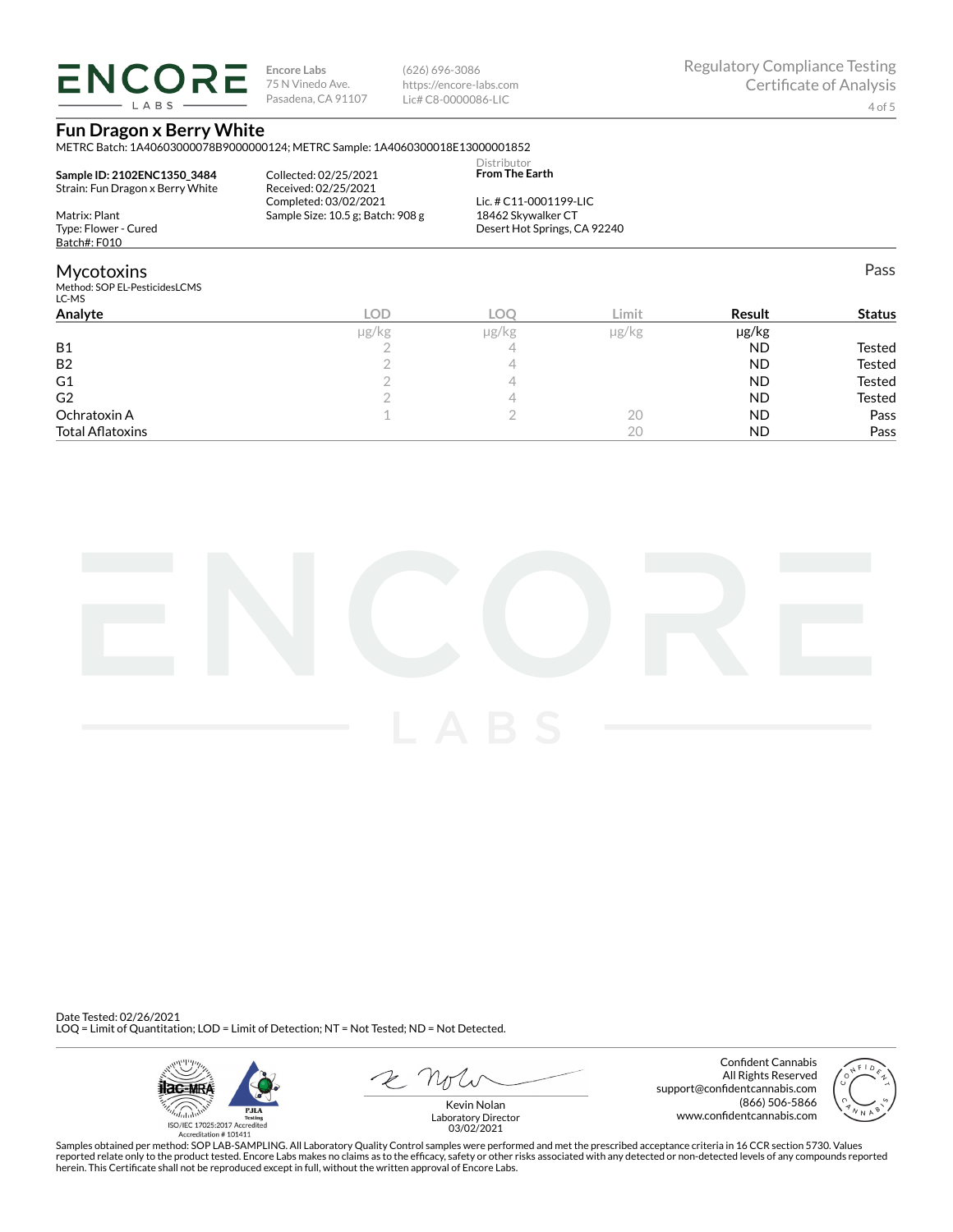**Encore Labs**
75 N Vinedo Ave.
Pasadena, CA 91107

(626) 696-3086
https://encore-labs.com
Lic# C8-0000086-LIC

Regulatory Compliance Testing
Certificate of Analysis

## Fun Dragon x Berry White

METRC Batch: 1A40603000078B9000000124; METRC Sample: 1A4060300018E13000001852

**Sample ID: 2102ENC1350_3484**
Strain: Fun Dragon x Berry White

Matrix: Plant
Type: Flower - Cured
Batch#: F010

Collected: 02/25/2021
Received: 02/25/2021
Completed: 03/02/2021
Sample Size: 10.5 g; Batch: 908 g

Distributor
**From The Earth**

Lic. # C11-0001199-LIC
18462 Skywalker CT
Desert Hot Springs, CA 92240

### Mycotoxins

Pass

Method: SOP EL-PesticidesLCMS
LC-MS

| Analyte | LOD | LOQ | Limit | Result | Status |
|---|---|---|---|---|---|
| | μg/kg | μg/kg | μg/kg | μg/kg | |
| B1 | 2 | 4 | | ND | Tested |
| B2 | 2 | 4 | | ND | Tested |
| G1 | 2 | 4 | | ND | Tested |
| G2 | 2 | 4 | | ND | Tested |
| Ochratoxin A | 1 | 2 | 20 | ND | Pass |
| Total Aflatoxins | | | 20 | ND | Pass |

Date Tested: 02/26/2021
LOQ = Limit of Quantitation; LOD = Limit of Detection; NT = Not Tested; ND = Not Detected.

ISO/IEC 17025:2017 Accredited
Accreditation # 101411

Kevin Nolan
Laboratory Director
03/02/2021

Confident Cannabis
All Rights Reserved
support@confidentcannabis.com
(866) 506-5866
www.confidentcannabis.com

Samples obtained per method: SOP LAB-SAMPLING. All Laboratory Quality Control samples were performed and met the prescribed acceptance criteria in 16 CCR section 5730. Values reported relate only to the product tested. Encore Labs makes no claims as to the efficacy, safety or other risks associated with any detected or non-detected levels of any compounds reported herein. This Certificate shall not be reproduced except in full, without the written approval of Encore Labs.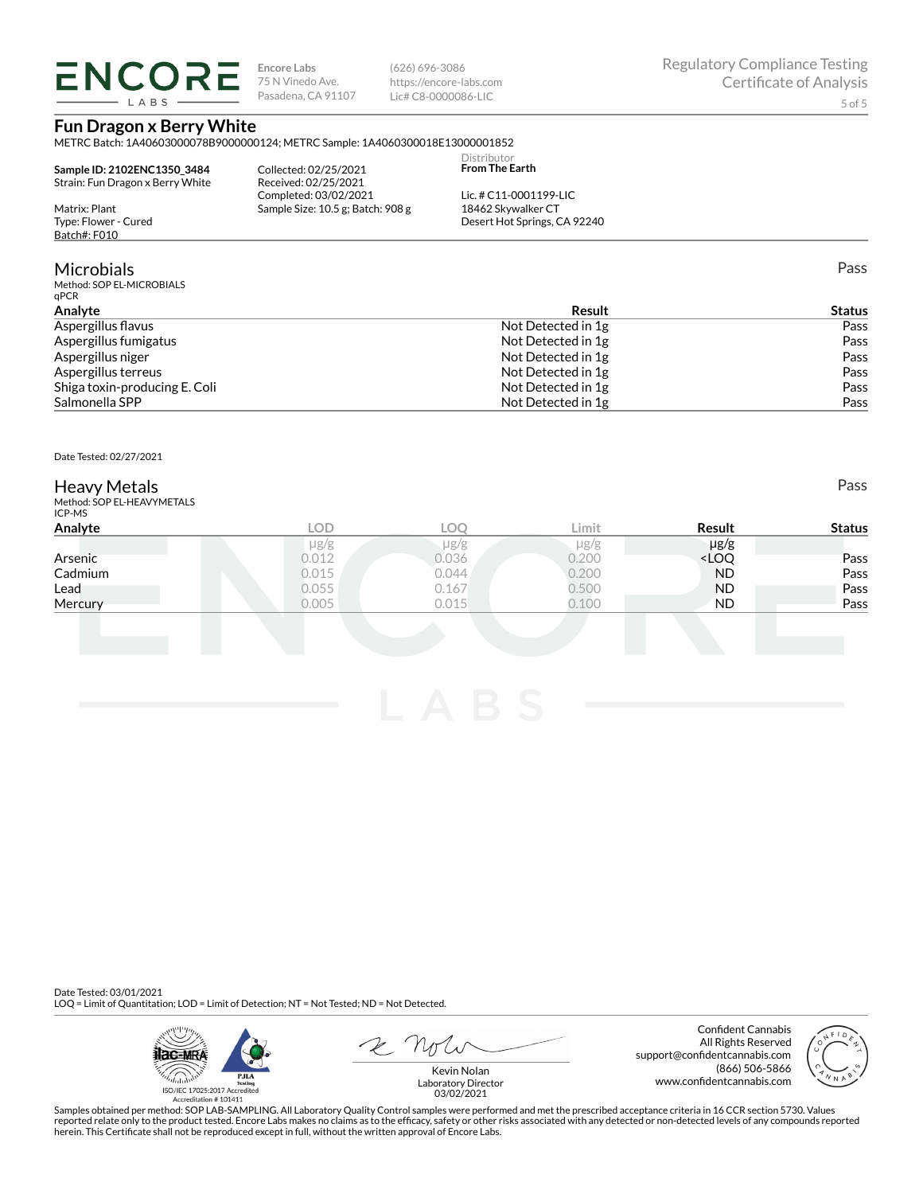Encore Labs
75 N Vinedo Ave.
Pasadena, CA 91107

(626) 696-3086
https://encore-labs.com
Lic# C8-0000086-LIC

Regulatory Compliance Testing
Certificate of Analysis

# Fun Dragon x Berry White

METRC Batch: 1A40603000078B9000000124; METRC Sample: 1A4060300018E13000001852

**Sample ID: 2102ENC1350_3484**
Strain: Fun Dragon x Berry White

Matrix: Plant
Type: Flower - Cured
Batch#: F010

Collected: 02/25/2021
Received: 02/25/2021
Completed: 03/02/2021
Sample Size: 10.5 g; Batch: 908 g

Distributor
**From The Earth**

Lic. # C11-0001199-LIC
18462 Skywalker CT
Desert Hot Springs, CA 92240

## Microbials

Pass

Method: SOP EL-MICROBIALS
qPCR

| Analyte | Result | Status |
|---|---|---|
| Aspergillus flavus | Not Detected in 1g | Pass |
| Aspergillus fumigatus | Not Detected in 1g | Pass |
| Aspergillus niger | Not Detected in 1g | Pass |
| Aspergillus terreus | Not Detected in 1g | Pass |
| Shiga toxin-producing E. Coli | Not Detected in 1g | Pass |
| Salmonella SPP | Not Detected in 1g | Pass |

Date Tested: 02/27/2021

## Heavy Metals

Pass

Method: SOP EL-HEAVYMETALS
ICP-MS

| Analyte | LOD | LOQ | Limit | Result | Status |
|---|---|---|---|---|---|
| | μg/g | μg/g | μg/g | μg/g | |
| Arsenic | 0.012 | 0.036 | 0.200 | <LOQ | Pass |
| Cadmium | 0.015 | 0.044 | 0.200 | ND | Pass |
| Lead | 0.055 | 0.167 | 0.500 | ND | Pass |
| Mercury | 0.005 | 0.015 | 0.100 | ND | Pass |

Date Tested: 03/01/2021
LOQ = Limit of Quantitation; LOD = Limit of Detection; NT = Not Tested; ND = Not Detected.

ISO/IEC 17025:2017 Accredited
Accreditation # 101411

Kevin Nolan
Laboratory Director
03/02/2021

Confident Cannabis
All Rights Reserved
support@confidentcannabis.com
(866) 506-5866
www.confidentcannabis.com

Samples obtained per method: SOP LAB-SAMPLING. All Laboratory Quality Control samples were performed and met the prescribed acceptance criteria in 16 CCR section 5730. Values reported relate only to the product tested. Encore Labs makes no claims as to the efficacy, safety or other risks associated with any detected or non-detected levels of any compounds reported herein. This Certificate shall not be reproduced except in full, without the written approval of Encore Labs.